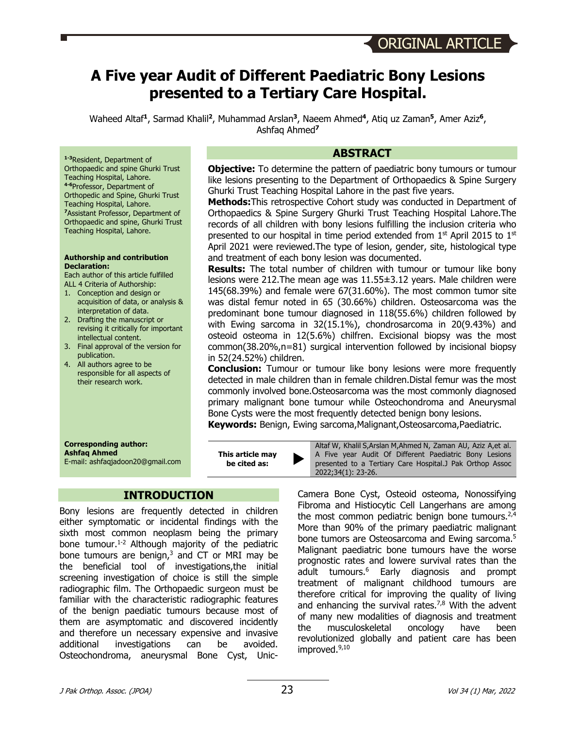ORIGINAL ARTICLE

# A Five year Audit of Different Paediatric Bony Lesions presented to a Tertiary Care Hospital.

Waheed Altaf[1], Sarmad Khalil[2], Muhammad Arslan[3], Naeem Ahmed[4], Atiq uz Zaman[5], Amer Aziz[6], Ashfaq Ahmed[7]

[1-3]Resident, Department of Orthopaedic and spine Ghurki Trust Teaching Hospital, Lahore.
[4-6]Professor, Department of Orthopedic and Spine, Ghurki Trust Teaching Hospital, Lahore.
[7]Assistant Professor, Department of Orthopaedic and spine, Ghurki Trust Teaching Hospital, Lahore.

**Authorship and contribution Declaration:**

Each author of this article fulfilled ALL 4 Criteria of Authorship:

1. Conception and design or acquisition of data, or analysis & interpretation of data.
2. Drafting the manuscript or revising it critically for important intellectual content.
3. Final approval of the version for publication.
4. All authors agree to be responsible for all aspects of their research work.

**Corresponding author:**
**Ashfaq Ahmed**
E-mail: ashfaqjadoon20@gmail.com

## ABSTRACT

**Objective:** To determine the pattern of paediatric bony tumours or tumour like lesions presenting to the Department of Orthopaedics & Spine Surgery Ghurki Trust Teaching Hospital Lahore in the past five years.

**Methods:**This retrospective Cohort study was conducted in Department of Orthopaedics & Spine Surgery Ghurki Trust Teaching Hospital Lahore.The records of all children with bony lesions fulfilling the inclusion criteria who presented to our hospital in time period extended from 1st April 2015 to 1st April 2021 were reviewed.The type of lesion, gender, site, histological type and treatment of each bony lesion was documented.

**Results:** The total number of children with tumour or tumour like bony lesions were 212.The mean age was 11.55±3.12 years. Male children were 145(68.39%) and female were 67(31.60%). The most common tumor site was distal femur noted in 65 (30.66%) children. Osteosarcoma was the predominant bone tumour diagnosed in 118(55.6%) children followed by with Ewing sarcoma in 32(15.1%), chondrosarcoma in 20(9.43%) and osteoid osteoma in 12(5.6%) chilfren. Excisional biopsy was the most common(38.20%,n=81) surgical intervention followed by incisional biopsy in 52(24.52%) children.

**Conclusion:** Tumour or tumour like bony lesions were more frequently detected in male children than in female children.Distal femur was the most commonly involved bone.Osteosarcoma was the most commonly diagnosed primary malignant bone tumour while Osteochondroma and Aneurysmal Bone Cysts were the most frequently detected benign bony lesions.

**Keywords:** Benign, Ewing sarcoma,Malignant,Osteosarcoma,Paediatric.

**This article may be cited as:** Altaf W, Khalil S,Arslan M,Ahmed N, Zaman AU, Aziz A,et al. A Five year Audit Of Different Paediatric Bony Lesions presented to a Tertiary Care Hospital.J Pak Orthop Assoc 2022;34(1): 23-26.

## INTRODUCTION

Bony lesions are frequently detected in children either symptomatic or incidental findings with the sixth most common neoplasm being the primary bone tumour.[1-2] Although majority of the pediatric bone tumours are benign,[3] and CT or MRI may be the beneficial tool of investigations,the initial screening investigation of choice is still the simple radiographic film. The Orthopaedic surgeon must be familiar with the characteristic radiographic features of the benign paediatric tumours because most of them are asymptomatic and discovered incidently and therefore un necessary expensive and invasive additional investigations can be avoided. Osteochondroma, aneurysmal Bone Cyst, Unic-Camera Bone Cyst, Osteoid osteoma, Nonossifying Fibroma and Histiocytic Cell Langerhans are among the most common pediatric benign bone tumours.[2,4] More than 90% of the primary paediatric malignant bone tumors are Osteosarcoma and Ewing sarcoma.[5] Malignant paediatric bone tumours have the worse prognostic rates and lowere survival rates than the adult tumours.[6] Early diagnosis and prompt treatment of malignant childhood tumours are therefore critical for improving the quality of living and enhancing the survival rates.[7,8] With the advent of many new modalities of diagnosis and treatment the musculoskeletal oncology have been revolutionized globally and patient care has been improved.[9,10]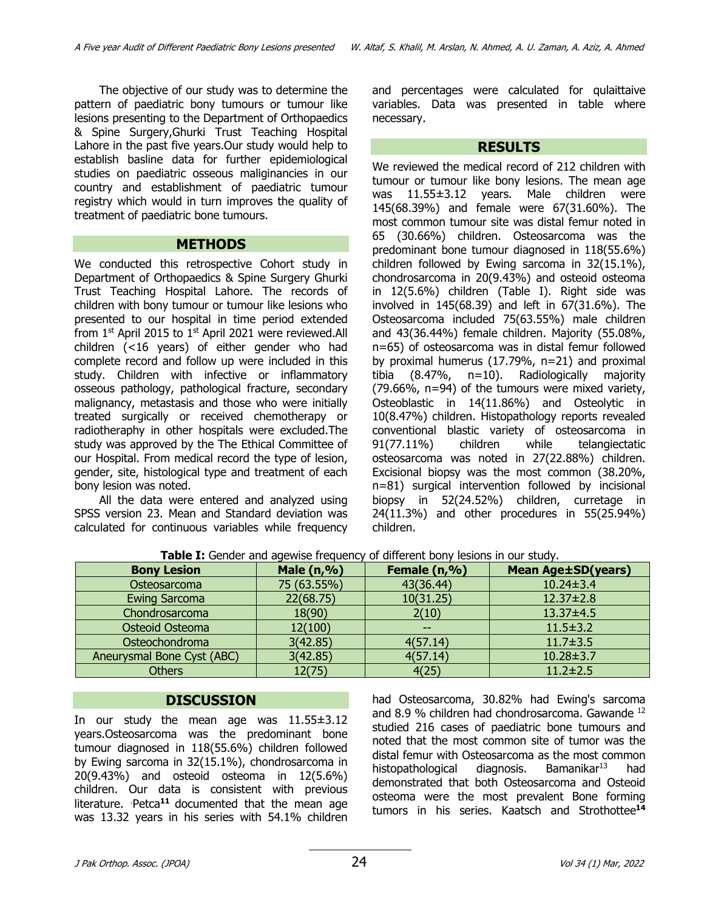The objective of our study was to determine the pattern of paediatric bony tumours or tumour like lesions presenting to the Department of Orthopaedics & Spine Surgery,Ghurki Trust Teaching Hospital Lahore in the past five years.Our study would help to establish basline data for further epidemiological studies on paediatric osseous maliginancies in our country and establishment of paediatric tumour registry which would in turn improves the quality of treatment of paediatric bone tumours.

## METHODS

We conducted this retrospective Cohort study in Department of Orthopaedics & Spine Surgery Ghurki Trust Teaching Hospital Lahore. The records of children with bony tumour or tumour like lesions who presented to our hospital in time period extended from 1st April 2015 to 1st April 2021 were reviewed.All children (<16 years) of either gender who had complete record and follow up were included in this study. Children with infective or inflammatory osseous pathology, pathological fracture, secondary malignancy, metastasis and those who were initially treated surgically or received chemotherapy or radiotheraphy in other hospitals were excluded.The study was approved by the The Ethical Committee of our Hospital. From medical record the type of lesion, gender, site, histological type and treatment of each bony lesion was noted.

All the data were entered and analyzed using SPSS version 23. Mean and Standard deviation was calculated for continuous variables while frequency and percentages were calculated for qulaittaive variables. Data was presented in table where necessary.

## RESULTS

We reviewed the medical record of 212 children with tumour or tumour like bony lesions. The mean age was 11.55±3.12 years. Male children were 145(68.39%) and female were 67(31.60%). The most common tumour site was distal femur noted in 65 (30.66%) children. Osteosarcoma was the predominant bone tumour diagnosed in 118(55.6%) children followed by Ewing sarcoma in 32(15.1%), chondrosarcoma in 20(9.43%) and osteoid osteoma in 12(5.6%) children (Table I). Right side was involved in 145(68.39) and left in 67(31.6%). The Osteosarcoma included 75(63.55%) male children and 43(36.44%) female children. Majority (55.08%, n=65) of osteosarcoma was in distal femur followed by proximal humerus (17.79%, n=21) and proximal tibia (8.47%, n=10). Radiologically majority (79.66%, n=94) of the tumours were mixed variety, Osteoblastic in 14(11.86%) and Osteolytic in 10(8.47%) children. Histopathology reports revealed conventional blastic variety of osteosarcoma in 91(77.11%) children while telangiectatic osteosarcoma was noted in 27(22.88%) children. Excisional biopsy was the most common (38.20%, n=81) surgical intervention followed by incisional biopsy in 52(24.52%) children, curretage in 24(11.3%) and other procedures in 55(25.94%) children.

**Table I:** Gender and agewise frequency of different bony lesions in our study.

| Bony Lesion | Male (n,%) | Female (n,%) | Mean Age±SD(years) |
|---|---|---|---|
| Osteosarcoma | 75 (63.55%) | 43(36.44) | 10.24±3.4 |
| Ewing Sarcoma | 22(68.75) | 10(31.25) | 12.37±2.8 |
| Chondrosarcoma | 18(90) | 2(10) | 13.37±4.5 |
| Osteoid Osteoma | 12(100) | -- | 11.5±3.2 |
| Osteochondroma | 3(42.85) | 4(57.14) | 11.7±3.5 |
| Aneurysmal Bone Cyst (ABC) | 3(42.85) | 4(57.14) | 10.28±3.7 |
| Others | 12(75) | 4(25) | 11.2±2.5 |

## DISCUSSION

In our study the mean age was 11.55±3.12 years.Osteosarcoma was the predominant bone tumour diagnosed in 118(55.6%) children followed by Ewing sarcoma in 32(15.1%), chondrosarcoma in 20(9.43%) and osteoid osteoma in 12(5.6%) children. Our data is consistent with previous literature. Petca[11] documented that the mean age was 13.32 years in his series with 54.1% children had Osteosarcoma, 30.82% had Ewing's sarcoma and 8.9 % children had chondrosarcoma. Gawande [12] studied 216 cases of paediatric bone tumours and noted that the most common site of tumor was the distal femur with Osteosarcoma as the most common histopathological diagnosis. Bamanikar[13] had demonstrated that both Osteosarcoma and Osteoid osteoma were the most prevalent Bone forming tumors in his series. Kaatsch and Strothottee[14]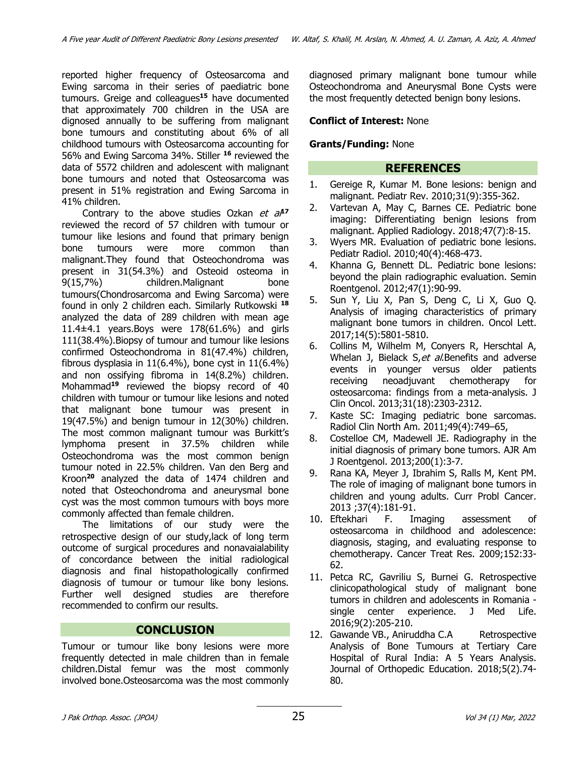reported higher frequency of Osteosarcoma and Ewing sarcoma in their series of paediatric bone tumours. Greige and colleagues[15] have documented that approximately 700 children in the USA are dignosed annually to be suffering from malignant bone tumours and constituting about 6% of all childhood tumours with Osteosarcoma accounting for 56% and Ewing Sarcoma 34%. Stiller [16] reviewed the data of 5572 children and adolescent with malignant bone tumours and noted that Osteosarcoma was present in 51% registration and Ewing Sarcoma in 41% children.

Contrary to the above studies Ozkan *et al*[17] reviewed the record of 57 children with tumour or tumour like lesions and found that primary benign bone tumours were more common than malignant.They found that Osteochondroma was present in 31(54.3%) and Osteoid osteoma in 9(15,7%) children.Malignant bone tumours(Chondrosarcoma and Ewing Sarcoma) were found in only 2 children each. Similarly Rutkowski [18] analyzed the data of 289 children with mean age 11.4±4.1 years.Boys were 178(61.6%) and girls 111(38.4%).Biopsy of tumour and tumour like lesions confirmed Osteochondroma in 81(47.4%) children, fibrous dysplasia in 11(6.4%), bone cyst in 11(6.4%) and non ossifying fibroma in 14(8.2%) children. Mohammad[19] reviewed the biopsy record of 40 children with tumour or tumour like lesions and noted that malignant bone tumour was present in 19(47.5%) and benign tumour in 12(30%) children. The most common malignant tumour was Burkitt's lymphoma present in 37.5% children while Osteochondroma was the most common benign tumour noted in 22.5% children. Van den Berg and Kroon[20] analyzed the data of 1474 children and noted that Osteochondroma and aneurysmal bone cyst was the most common tumours with boys more commonly affected than female children.

The limitations of our study were the retrospective design of our study,lack of long term outcome of surgical procedures and nonavaialability of concordance between the initial radiological diagnosis and final histopathologically confirmed diagnosis of tumour or tumour like bony lesions. Further well designed studies are therefore recommended to confirm our results.

## CONCLUSION

Tumour or tumour like bony lesions were more frequently detected in male children than in female children.Distal femur was the most commonly involved bone.Osteosarcoma was the most commonly diagnosed primary malignant bone tumour while Osteochondroma and Aneurysmal Bone Cysts were the most frequently detected benign bony lesions.

**Conflict of Interest:** None

**Grants/Funding:** None

## REFERENCES

1. Gereige R, Kumar M. Bone lesions: benign and malignant. Pediatr Rev. 2010;31(9):355-362.
2. Vartevan A, May C, Barnes CE. Pediatric bone imaging: Differentiating benign lesions from malignant. Applied Radiology. 2018;47(7):8-15.
3. Wyers MR. Evaluation of pediatric bone lesions. Pediatr Radiol. 2010;40(4):468-473.
4. Khanna G, Bennett DL. Pediatric bone lesions: beyond the plain radiographic evaluation. Semin Roentgenol. 2012;47(1):90-99.
5. Sun Y, Liu X, Pan S, Deng C, Li X, Guo Q. Analysis of imaging characteristics of primary malignant bone tumors in children. Oncol Lett. 2017;14(5):5801-5810.
6. Collins M, Wilhelm M, Conyers R, Herschtal A, Whelan J, Bielack S,*et al*.Benefits and adverse events in younger versus older patients receiving neoadjuvant chemotherapy for osteosarcoma: findings from a meta-analysis. J Clin Oncol. 2013;31(18):2303-2312.
7. Kaste SC: Imaging pediatric bone sarcomas. Radiol Clin North Am. 2011;49(4):749–65,
8. Costelloe CM, Madewell JE. Radiography in the initial diagnosis of primary bone tumors. AJR Am J Roentgenol. 2013;200(1):3-7.
9. Rana KA, Meyer J, Ibrahim S, Ralls M, Kent PM. The role of imaging of malignant bone tumors in children and young adults. Curr Probl Cancer. 2013 ;37(4):181-91.
10. Eftekhari F. Imaging assessment of osteosarcoma in childhood and adolescence: diagnosis, staging, and evaluating response to chemotherapy. Cancer Treat Res. 2009;152:33-62.
11. Petca RC, Gavriliu S, Burnei G. Retrospective clinicopathological study of malignant bone tumors in children and adolescents in Romania - single center experience. J Med Life. 2016;9(2):205-210.
12. Gawande VB., Aniruddha C.A Retrospective Analysis of Bone Tumours at Tertiary Care Hospital of Rural India: A 5 Years Analysis. Journal of Orthopedic Education. 2018;5(2).74-80.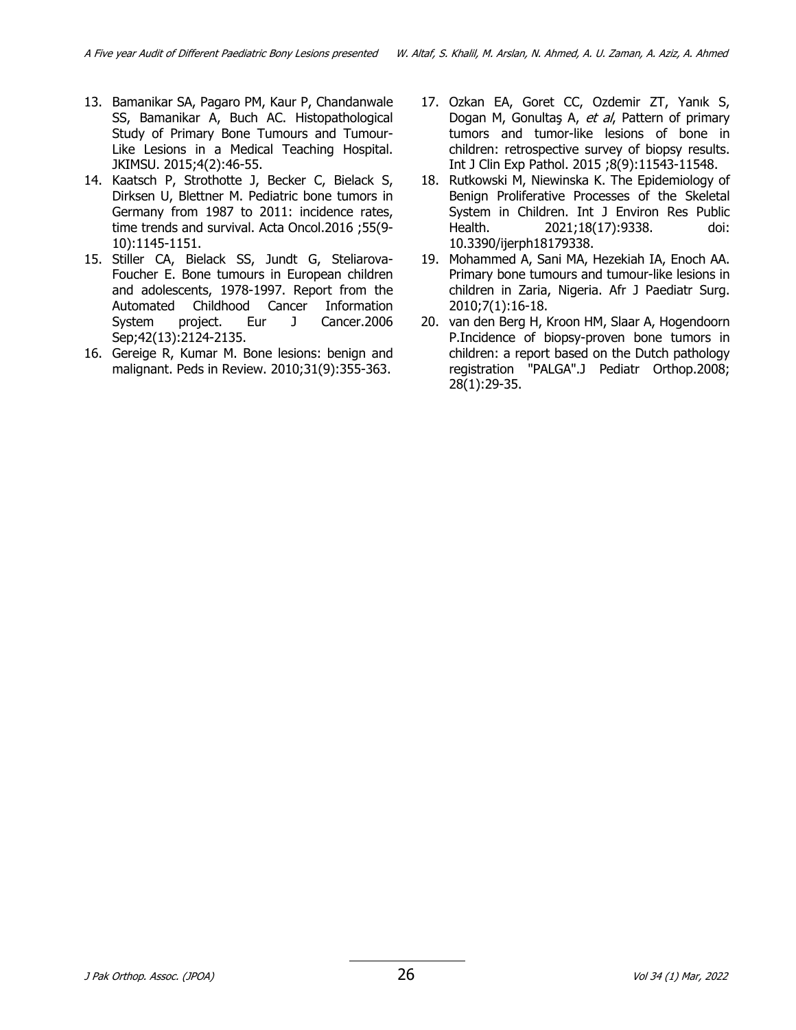13. Bamanikar SA, Pagaro PM, Kaur P, Chandanwale SS, Bamanikar A, Buch AC. Histopathological Study of Primary Bone Tumours and Tumour-Like Lesions in a Medical Teaching Hospital. JKIMSU. 2015;4(2):46-55.
14. Kaatsch P, Strothotte J, Becker C, Bielack S, Dirksen U, Blettner M. Pediatric bone tumors in Germany from 1987 to 2011: incidence rates, time trends and survival. Acta Oncol.2016 ;55(9-10):1145-1151.
15. Stiller CA, Bielack SS, Jundt G, Steliarova-Foucher E. Bone tumours in European children and adolescents, 1978-1997. Report from the Automated Childhood Cancer Information System project. Eur J Cancer.2006 Sep;42(13):2124-2135.
16. Gereige R, Kumar M. Bone lesions: benign and malignant. Peds in Review. 2010;31(9):355-363.
17. Ozkan EA, Goret CC, Ozdemir ZT, Yanık S, Dogan M, Gonultaş A, *et al*, Pattern of primary tumors and tumor-like lesions of bone in children: retrospective survey of biopsy results. Int J Clin Exp Pathol. 2015 ;8(9):11543-11548.
18. Rutkowski M, Niewinska K. The Epidemiology of Benign Proliferative Processes of the Skeletal System in Children. Int J Environ Res Public Health. 2021;18(17):9338. doi: 10.3390/ijerph18179338.
19. Mohammed A, Sani MA, Hezekiah IA, Enoch AA. Primary bone tumours and tumour-like lesions in children in Zaria, Nigeria. Afr J Paediatr Surg. 2010;7(1):16-18.
20. van den Berg H, Kroon HM, Slaar A, Hogendoorn P.Incidence of biopsy-proven bone tumors in children: a report based on the Dutch pathology registration "PALGA".J Pediatr Orthop.2008; 28(1):29-35.